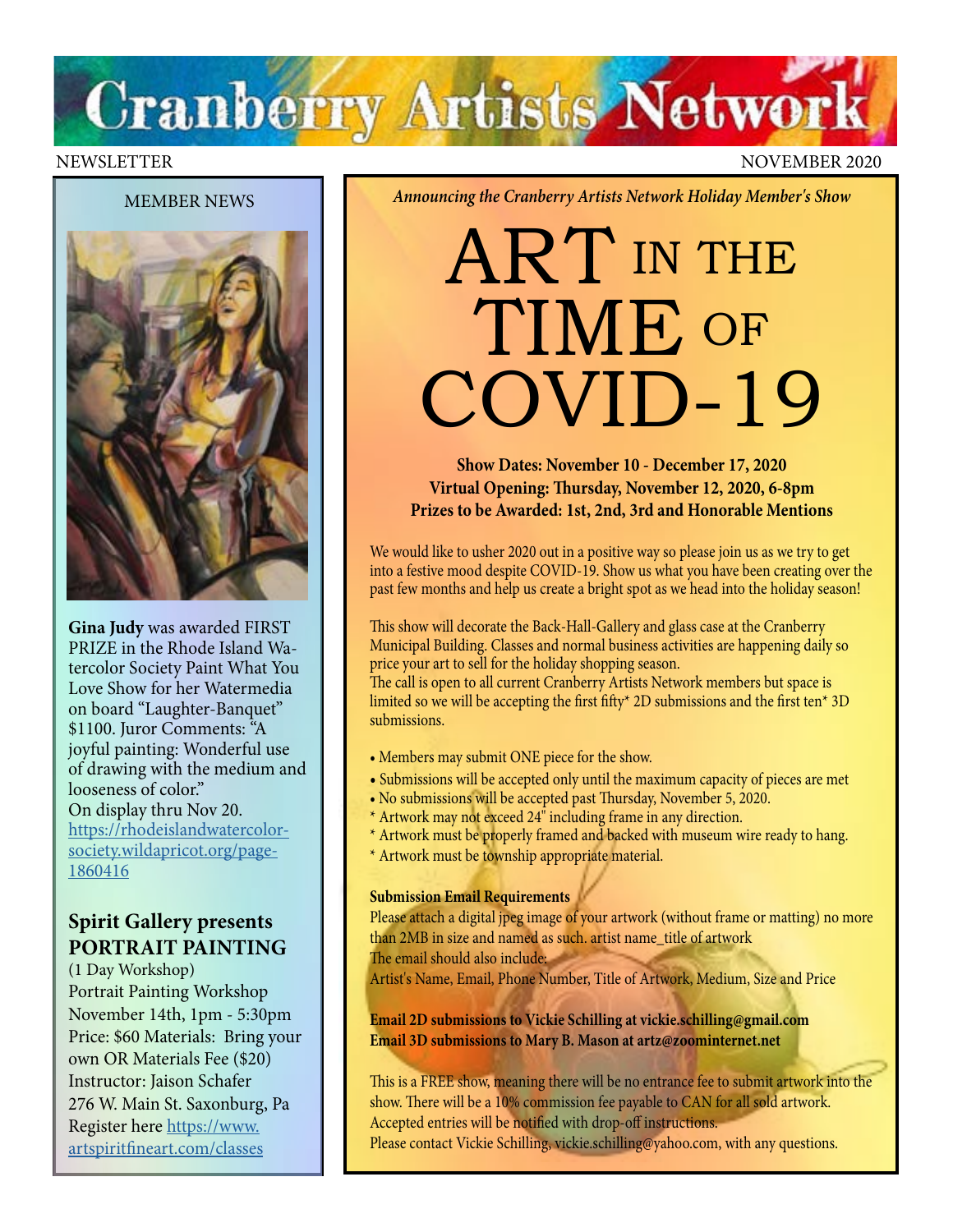# Cranberry Artists Network

NEWSLETTER NOVEMBER 2020

## MEMBER NEWS

**Gina Judy** was awarded FIRST PRIZE in the Rhode Island Watercolor Society Paint What You Love Show for her Watermedia on board "Laughter-Banquet" $1100. Juror Comments: "A joyful painting: Wonderful use of drawing with the medium and looseness of color."
On display thru Nov 20.
https://rhodeislandwatercolor-society.wildapricot.org/page-1860416

### Spirit Gallery presents PORTRAIT PAINTING

(1 Day Workshop)
Portrait Painting Workshop
November 14th, 1pm - 5:30pm
Price: $60 Materials: Bring your own OR Materials Fee ($20)
Instructor: Jaison Schafer
276 W. Main St. Saxonburg, Pa
Register here https://www.artspiritfineart.com/classes

*Announcing the Cranberry Artists Network Holiday Member's Show*

# ART IN THE TIME OF COVID-19

**Show Dates: November 10 - December 17, 2020**
**Virtual Opening: Thursday, November 12, 2020, 6-8pm**
**Prizes to be Awarded: 1st, 2nd, 3rd and Honorable Mentions**

We would like to usher 2020 out in a positive way so please join us as we try to get into a festive mood despite COVID-19. Show us what you have been creating over the past few months and help us create a bright spot as we head into the holiday season!

This show will decorate the Back-Hall-Gallery and glass case at the Cranberry Municipal Building. Classes and normal business activities are happening daily so price your art to sell for the holiday shopping season.
The call is open to all current Cranberry Artists Network members but space is limited so we will be accepting the first fifty* 2D submissions and the first ten* 3D submissions.

- Members may submit ONE piece for the show.
- Submissions will be accepted only until the maximum capacity of pieces are met
- No submissions will be accepted past Thursday, November 5, 2020.

\* Artwork may not exceed 24" including frame in any direction.
\* Artwork must be properly framed and backed with museum wire ready to hang.
\* Artwork must be township appropriate material.

**Submission Email Requirements**
Please attach a digital jpeg image of your artwork (without frame or matting) no more than 2MB in size and named as such. artist name_title of artwork
The email should also include:
Artist's Name, Email, Phone Number, Title of Artwork, Medium, Size and Price

**Email 2D submissions to Vickie Schilling at vickie.schilling@gmail.com**
**Email 3D submissions to Mary B. Mason at artz@zoominternet.net**

This is a FREE show, meaning there will be no entrance fee to submit artwork into the show. There will be a 10% commission fee payable to CAN for all sold artwork.
Accepted entries will be notified with drop-off instructions.
Please contact Vickie Schilling, vickie.schilling@yahoo.com, with any questions.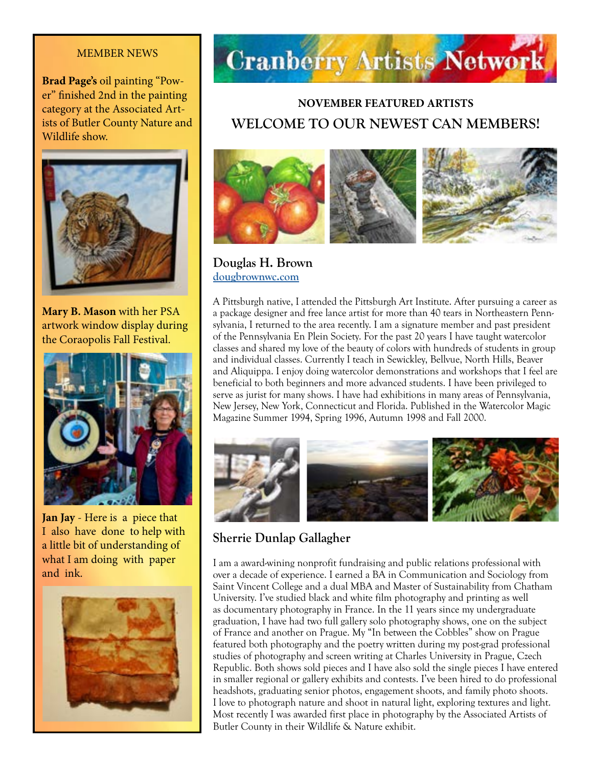# Cranberry Artists Network

## NOVEMBER FEATURED ARTISTS

## WELCOME TO OUR NEWEST CAN MEMBERS!

### Douglas H. Brown

[dougbrownwc.com](dougbrownwc.com)

A Pittsburgh native, I attended the Pittsburgh Art Institute. After pursuing a career as a package designer and free lance artist for more than 40 tears in Northeastern Pennsylvania, I returned to the area recently. I am a signature member and past president of the Pennsylvania En Plein Society. For the past 20 years I have taught watercolor classes and shared my love of the beauty of colors with hundreds of students in group and individual classes. Currently I teach in Sewickley, Bellvue, North Hills, Beaver and Aliquippa. I enjoy doing watercolor demonstrations and workshops that I feel are beneficial to both beginners and more advanced students. I have been privileged to serve as jurist for many shows. I have had exhibitions in many areas of Pennsylvania, New Jersey, New York, Connecticut and Florida. Published in the Watercolor Magic Magazine Summer 1994, Spring 1996, Autumn 1998 and Fall 2000.

### Sherrie Dunlap Gallagher

I am a award-wining nonprofit fundraising and public relations professional with over a decade of experience. I earned a BA in Communication and Sociology from Saint Vincent College and a dual MBA and Master of Sustainability from Chatham University. I've studied black and white film photography and printing as well as documentary photography in France. In the 11 years since my undergraduate graduation, I have had two full gallery solo photography shows, one on the subject of France and another on Prague. My "In between the Cobbles" show on Prague featured both photography and the poetry written during my post-grad professional studies of photography and screen writing at Charles University in Prague, Czech Republic. Both shows sold pieces and I have also sold the single pieces I have entered in smaller regional or gallery exhibits and contests. I've been hired to do professional headshots, graduating senior photos, engagement shoots, and family photo shoots. I love to photograph nature and shoot in natural light, exploring textures and light. Most recently I was awarded first place in photography by the Associated Artists of Butler County in their Wildlife & Nature exhibit.

## MEMBER NEWS

**Brad Page's** oil painting "Power" finished 2nd in the painting category at the Associated Artists of Butler County Nature and Wildlife show.

**Mary B. Mason** with her PSA artwork window display during the Coraopolis Fall Festival.

**Jan Jay** - Here is a piece that I also have done to help with a little bit of understanding of what I am doing with paper and ink.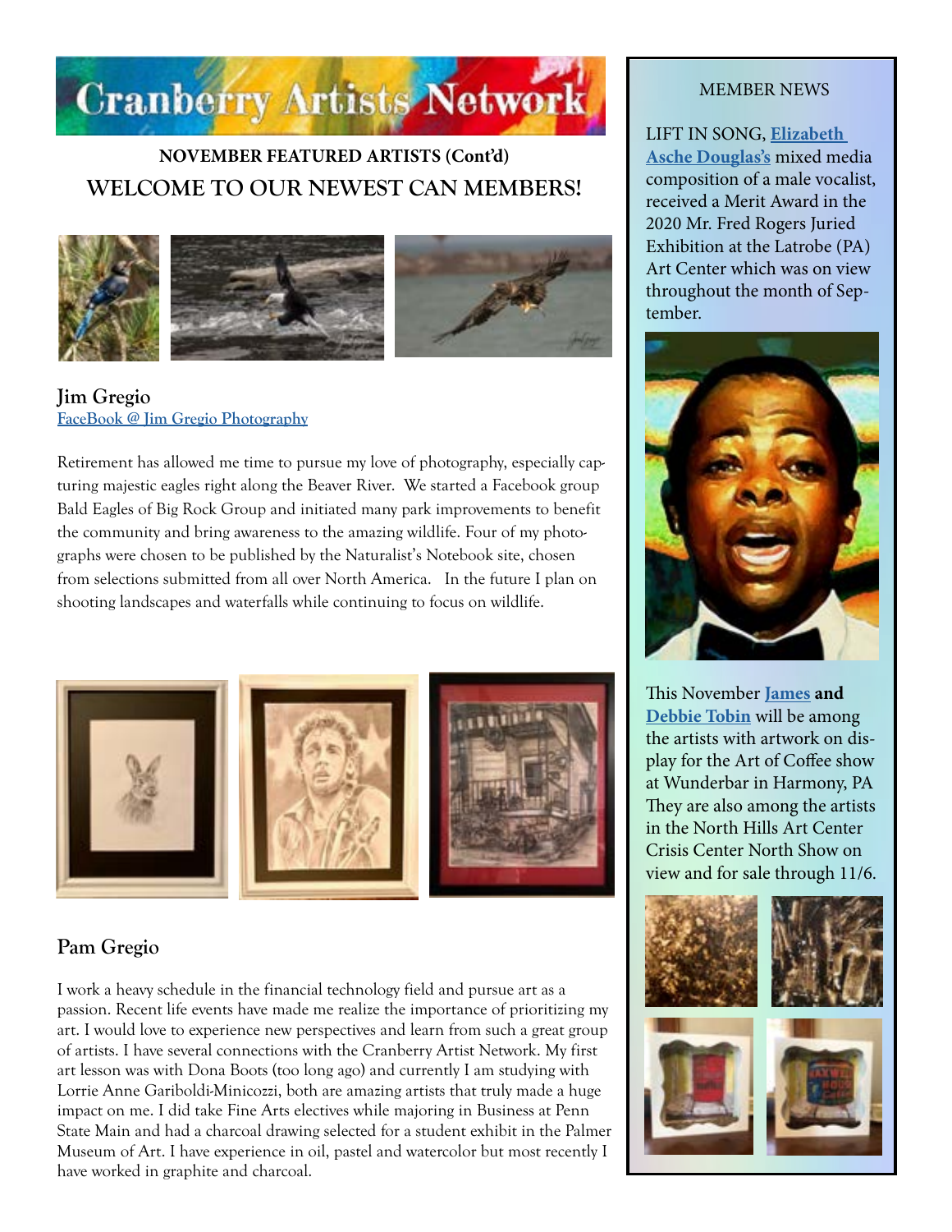# Cranberry Artists Network

## NOVEMBER FEATURED ARTISTS (Cont'd)

## WELCOME TO OUR NEWEST CAN MEMBERS!

### Jim Gregio

[FaceBook @ Jim Gregio Photography]

Retirement has allowed me time to pursue my love of photography, especially capturing majestic eagles right along the Beaver River. We started a Facebook group Bald Eagles of Big Rock Group and initiated many park improvements to benefit the community and bring awareness to the amazing wildlife. Four of my photographs were chosen to be published by the Naturalist's Notebook site, chosen from selections submitted from all over North America. In the future I plan on shooting landscapes and waterfalls while continuing to focus on wildlife.

### Pam Gregio

I work a heavy schedule in the financial technology field and pursue art as a passion. Recent life events have made me realize the importance of prioritizing my art. I would love to experience new perspectives and learn from such a great group of artists. I have several connections with the Cranberry Artist Network. My first art lesson was with Dona Boots (too long ago) and currently I am studying with Lorrie Anne Gariboldi-Minicozzi, both are amazing artists that truly made a huge impact on me. I did take Fine Arts electives while majoring in Business at Penn State Main and had a charcoal drawing selected for a student exhibit in the Palmer Museum of Art. I have experience in oil, pastel and watercolor but most recently I have worked in graphite and charcoal.

---

MEMBER NEWS

LIFT IN SONG, **Elizabeth Asche Douglas's** mixed media composition of a male vocalist, received a Merit Award in the 2020 Mr. Fred Rogers Juried Exhibition at the Latrobe (PA) Art Center which was on view throughout the month of September.

This November **James and Debbie Tobin** will be among the artists with artwork on display for the Art of Coffee show at Wunderbar in Harmony, PA They are also among the artists in the North Hills Art Center Crisis Center North Show on view and for sale through 11/6.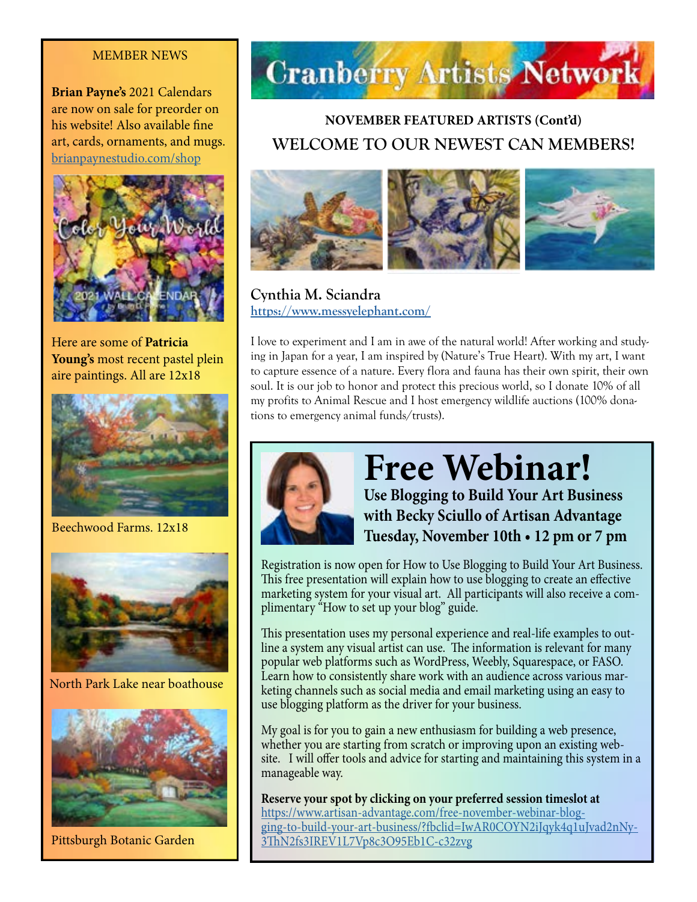# Cranberry Artists Network

## NOVEMBER FEATURED ARTISTS (Cont'd)

## WELCOME TO OUR NEWEST CAN MEMBERS!

### Cynthia M. Sciandra

https://www.messyelephant.com/

I love to experiment and I am in awe of the natural world! After working and studying in Japan for a year, I am inspired by (Nature's True Heart). With my art, I want to capture essence of a nature. Every flora and fauna has their own spirit, their own soul. It is our job to honor and protect this precious world, so I donate 10% of all my profits to Animal Rescue and I host emergency wildlife auctions (100% donations to emergency animal funds/trusts).

## Free Webinar!

**Use Blogging to Build Your Art Business with Becky Sciullo of Artisan Advantage**
**Tuesday, November 10th • 12 pm or 7 pm**

Registration is now open for How to Use Blogging to Build Your Art Business. This free presentation will explain how to use blogging to create an effective marketing system for your visual art. All participants will also receive a complimentary "How to set up your blog" guide.

This presentation uses my personal experience and real-life examples to outline a system any visual artist can use. The information is relevant for many popular web platforms such as WordPress, Weebly, Squarespace, or FASO. Learn how to consistently share work with an audience across various marketing channels such as social media and email marketing using an easy to use blogging platform as the driver for your business.

My goal is for you to gain a new enthusiasm for building a web presence, whether you are starting from scratch or improving upon an existing website. I will offer tools and advice for starting and maintaining this system in a manageable way.

**Reserve your spot by clicking on your preferred session timeslot at** https://www.artisan-advantage.com/free-november-webinar-blogging-to-build-your-art-business/?fbclid=IwAR0COYN2iJqyk4q1uJvad2nNy3ThN2fs3IREV1L7Vp8c3O95Eb1C-c32zvg

## MEMBER NEWS

**Brian Payne's** 2021 Calendars are now on sale for preorder on his website! Also available fine art, cards, ornaments, and mugs. brianpaynestudio.com/shop

Here are some of **Patricia Young's** most recent pastel plein aire paintings. All are 12x18

Beechwood Farms. 12x18

North Park Lake near boathouse

Pittsburgh Botanic Garden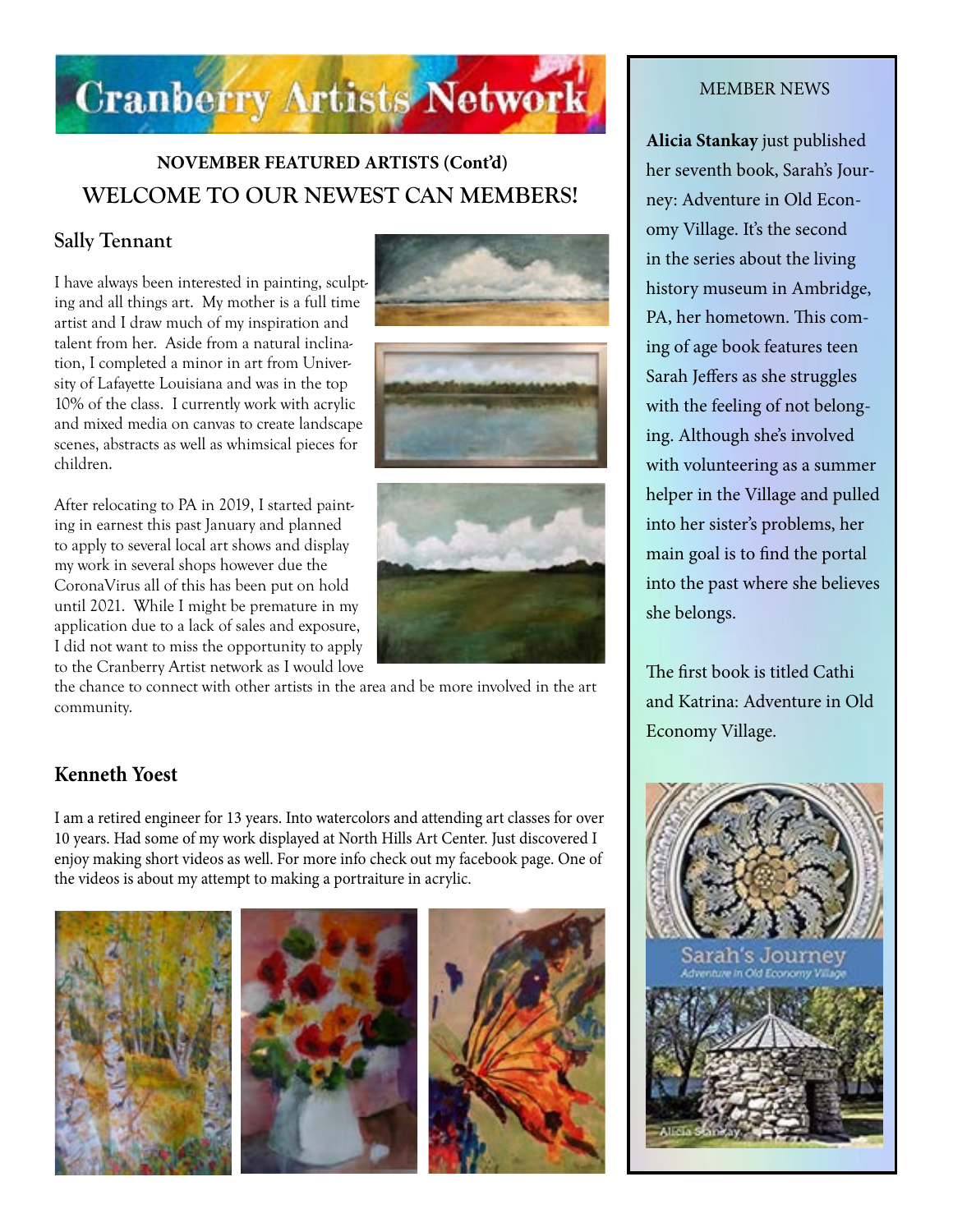# Cranberry Artists Network

## NOVEMBER FEATURED ARTISTS (Cont'd)

## WELCOME TO OUR NEWEST CAN MEMBERS!

### Sally Tennant

I have always been interested in painting, sculpting and all things art. My mother is a full time artist and I draw much of my inspiration and talent from her. Aside from a natural inclination, I completed a minor in art from University of Lafayette Louisiana and was in the top 10% of the class. I currently work with acrylic and mixed media on canvas to create landscape scenes, abstracts as well as whimsical pieces for children.

After relocating to PA in 2019, I started painting in earnest this past January and planned to apply to several local art shows and display my work in several shops however due the CoronaVirus all of this has been put on hold until 2021. While I might be premature in my application due to a lack of sales and exposure, I did not want to miss the opportunity to apply to the Cranberry Artist network as I would love the chance to connect with other artists in the area and be more involved in the art community.

### Kenneth Yoest

I am a retired engineer for 13 years. Into watercolors and attending art classes for over 10 years. Had some of my work displayed at North Hills Art Center. Just discovered I enjoy making short videos as well. For more info check out my facebook page. One of the videos is about my attempt to making a portraiture in acrylic.

---

MEMBER NEWS

**Alicia Stankay** just published her seventh book, Sarah's Journey: Adventure in Old Economy Village. It's the second in the series about the living history museum in Ambridge, PA, her hometown. This coming of age book features teen Sarah Jeffers as she struggles with the feeling of not belonging. Although she's involved with volunteering as a summer helper in the Village and pulled into her sister's problems, her main goal is to find the portal into the past where she believes she belongs.

The first book is titled Cathi and Katrina: Adventure in Old Economy Village.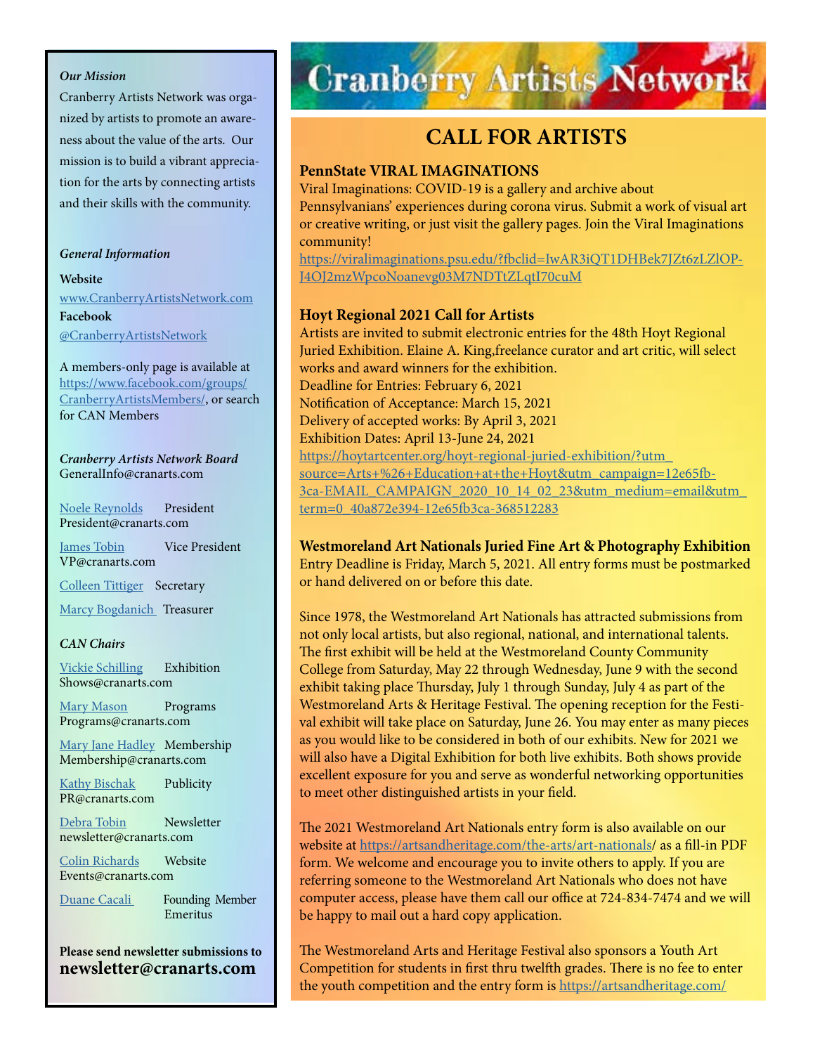*Our Mission*

Cranberry Artists Network was organized by artists to promote an awareness about the value of the arts. Our mission is to build a vibrant appreciation for the arts by connecting artists and their skills with the community.

*General Information*

**Website**
www.CranberryArtistsNetwork.com
**Facebook**
@CranberryArtistsNetwork

A members-only page is available at https://www.facebook.com/groups/CranberryArtistsMembers/, or search for CAN Members

***Cranberry Artists Network Board***
GeneralInfo@cranarts.com

Noele Reynolds President
President@cranarts.com

James Tobin Vice President
VP@cranarts.com

Colleen Tittiger Secretary

Marcy Bogdanich Treasurer

***CAN Chairs***

Vickie Schilling Exhibition
Shows@cranarts.com

Mary Mason Programs
Programs@cranarts.com

Mary Jane Hadley Membership
Membership@cranarts.com

Kathy Bischak Publicity
PR@cranarts.com

Debra Tobin Newsletter
newsletter@cranarts.com

Colin Richards Website
Events@cranarts.com

Duane Cacali Founding Member Emeritus

**Please send newsletter submissions to newsletter@cranarts.com**

# Cranberry Artists Network

## CALL FOR ARTISTS

### PennState VIRAL IMAGINATIONS

Viral Imaginations: COVID-19 is a gallery and archive about Pennsylvanians' experiences during corona virus. Submit a work of visual art or creative writing, or just visit the gallery pages. Join the Viral Imaginations community!
https://viralimaginations.psu.edu/?fbclid=IwAR3iQT1DHBek7JZt6zLZlOP-J4OJ2mzWpcoNoanevg03M7NDTtZLqtI70cuM

### Hoyt Regional 2021 Call for Artists

Artists are invited to submit electronic entries for the 48th Hoyt Regional Juried Exhibition. Elaine A. King,freelance curator and art critic, will select works and award winners for the exhibition.
Deadline for Entries: February 6, 2021
Notification of Acceptance: March 15, 2021
Delivery of accepted works: By April 3, 2021
Exhibition Dates: April 13-June 24, 2021
https://hoytartcenter.org/hoyt-regional-juried-exhibition/?utm_source=Arts+%26+Education+at+the+Hoyt&utm_campaign=12e65fb-3ca-EMAIL_CAMPAIGN_2020_10_14_02_23&utm_medium=email&utm_term=0_40a872e394-12e65fb3ca-368512283

### Westmoreland Art Nationals Juried Fine Art & Photography Exhibition

Entry Deadline is Friday, March 5, 2021. All entry forms must be postmarked or hand delivered on or before this date.

Since 1978, the Westmoreland Art Nationals has attracted submissions from not only local artists, but also regional, national, and international talents. The first exhibit will be held at the Westmoreland County Community College from Saturday, May 22 through Wednesday, June 9 with the second exhibit taking place Thursday, July 1 through Sunday, July 4 as part of the Westmoreland Arts & Heritage Festival. The opening reception for the Festival exhibit will take place on Saturday, June 26. You may enter as many pieces as you would like to be considered in both of our exhibits. New for 2021 we will also have a Digital Exhibition for both live exhibits. Both shows provide excellent exposure for you and serve as wonderful networking opportunities to meet other distinguished artists in your field.

The 2021 Westmoreland Art Nationals entry form is also available on our website at https://artsandheritage.com/the-arts/art-nationals/ as a fill-in PDF form. We welcome and encourage you to invite others to apply. If you are referring someone to the Westmoreland Art Nationals who does not have computer access, please have them call our office at 724-834-7474 and we will be happy to mail out a hard copy application.

The Westmoreland Arts and Heritage Festival also sponsors a Youth Art Competition for students in first thru twelfth grades. There is no fee to enter the youth competition and the entry form is https://artsandheritage.com/